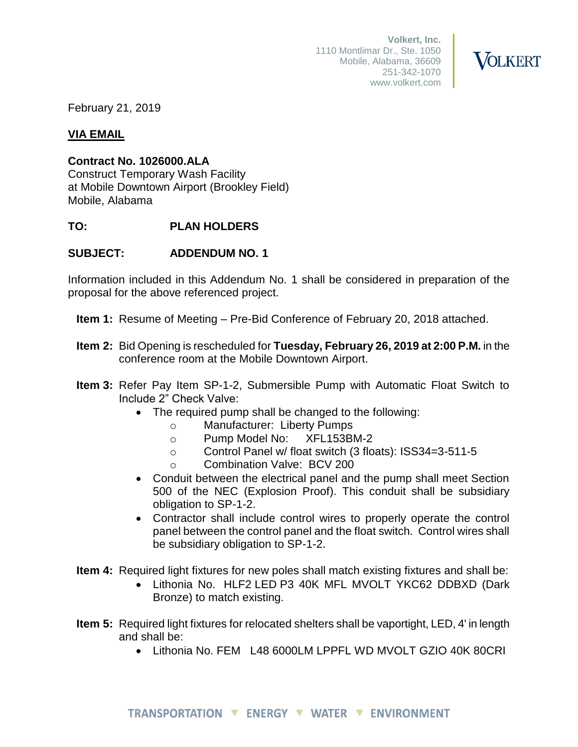Volkert, Inc.
1110 Montlimar Dr., Ste. 1050
Mobile, Alabama, 36609
251-342-1070
www.volkert.com

VOLKERT

February 21, 2019

**VIA EMAIL**

**Contract No. 1026000.ALA**
Construct Temporary Wash Facility
at Mobile Downtown Airport (Brookley Field)
Mobile, Alabama

**TO:** **PLAN HOLDERS**

**SUBJECT:** **ADDENDUM NO. 1**

Information included in this Addendum No. 1 shall be considered in preparation of the proposal for the above referenced project.

**Item 1:** Resume of Meeting – Pre-Bid Conference of February 20, 2018 attached.

**Item 2:** Bid Opening is rescheduled for **Tuesday, February 26, 2019 at 2:00 P.M.** in the conference room at the Mobile Downtown Airport.

**Item 3:** Refer Pay Item SP-1-2, Submersible Pump with Automatic Float Switch to Include 2" Check Valve:

- The required pump shall be changed to the following:
  - Manufacturer: Liberty Pumps
  - Pump Model No: XFL153BM-2
  - Control Panel w/ float switch (3 floats): ISS34=3-511-5
  - Combination Valve: BCV 200
- Conduit between the electrical panel and the pump shall meet Section 500 of the NEC (Explosion Proof). This conduit shall be subsidiary obligation to SP-1-2.
- Contractor shall include control wires to properly operate the control panel between the control panel and the float switch. Control wires shall be subsidiary obligation to SP-1-2.

**Item 4:** Required light fixtures for new poles shall match existing fixtures and shall be:

- Lithonia No. HLF2 LED P3 40K MFL MVOLT YKC62 DDBXD (Dark Bronze) to match existing.

**Item 5:** Required light fixtures for relocated shelters shall be vaportight, LED, 4' in length and shall be:

- Lithonia No. FEM L48 6000LM LPPFL WD MVOLT GZIO 40K 80CRI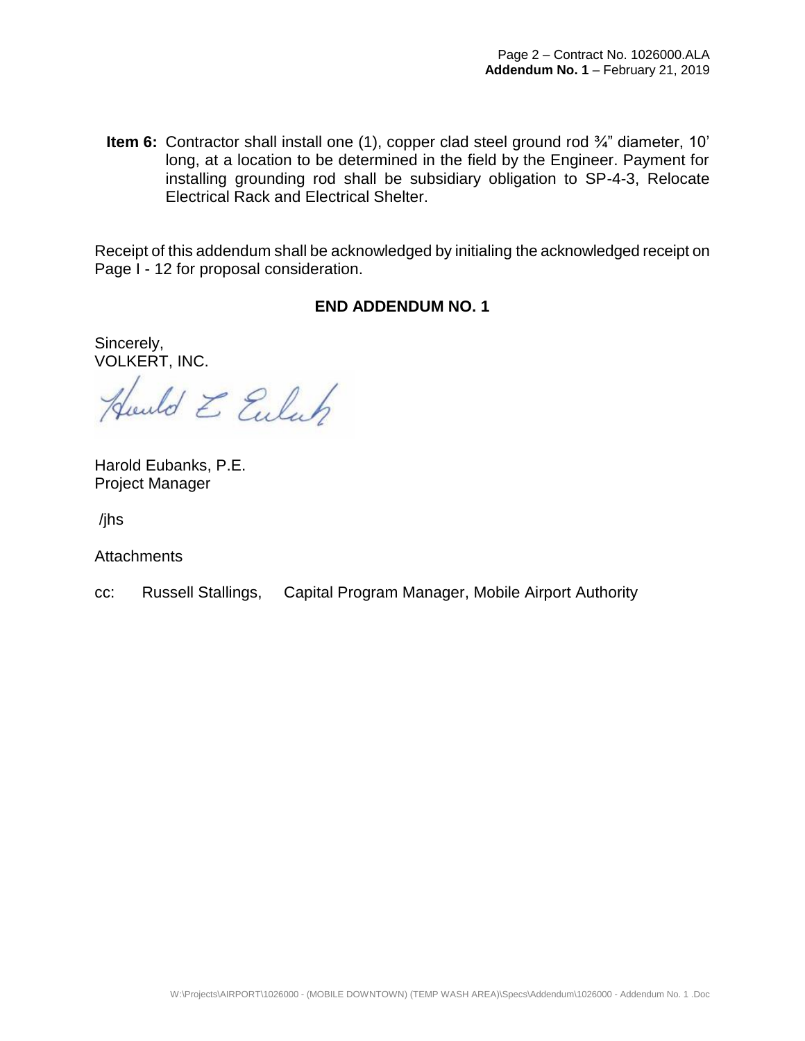**Item 6:** Contractor shall install one (1), copper clad steel ground rod ¾" diameter, 10' long, at a location to be determined in the field by the Engineer. Payment for installing grounding rod shall be subsidiary obligation to SP-4-3, Relocate Electrical Rack and Electrical Shelter.

Receipt of this addendum shall be acknowledged by initialing the acknowledged receipt on Page I - 12 for proposal consideration.

**END ADDENDUM NO. 1**

Sincerely,
VOLKERT, INC.

Harold Eubanks, P.E.
Project Manager

/jhs

Attachments

cc: Russell Stallings, Capital Program Manager, Mobile Airport Authority

W:\Projects\AIRPORT\1026000 - (MOBILE DOWNTOWN) (TEMP WASH AREA)\Specs\Addendum\1026000 - Addendum No. 1 .Doc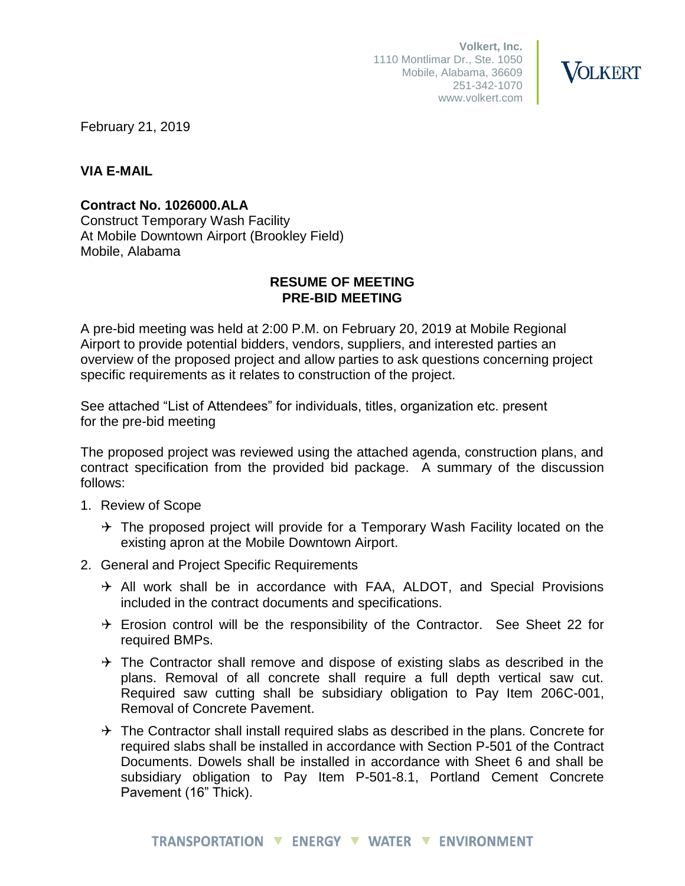Volkert, Inc.
1110 Montlimar Dr., Ste. 1050
Mobile, Alabama, 36609
251-342-1070
www.volkert.com

VOLKERT

February 21, 2019

**VIA E-MAIL**

**Contract No. 1026000.ALA**
Construct Temporary Wash Facility
At Mobile Downtown Airport (Brookley Field)
Mobile, Alabama

**RESUME OF MEETING**
**PRE-BID MEETING**

A pre-bid meeting was held at 2:00 P.M. on February 20, 2019 at Mobile Regional Airport to provide potential bidders, vendors, suppliers, and interested parties an overview of the proposed project and allow parties to ask questions concerning project specific requirements as it relates to construction of the project.

See attached "List of Attendees" for individuals, titles, organization etc. present for the pre-bid meeting

The proposed project was reviewed using the attached agenda, construction plans, and contract specification from the provided bid package. A summary of the discussion follows:

1. Review of Scope
   - The proposed project will provide for a Temporary Wash Facility located on the existing apron at the Mobile Downtown Airport.
2. General and Project Specific Requirements
   - All work shall be in accordance with FAA, ALDOT, and Special Provisions included in the contract documents and specifications.
   - Erosion control will be the responsibility of the Contractor. See Sheet 22 for required BMPs.
   - The Contractor shall remove and dispose of existing slabs as described in the plans. Removal of all concrete shall require a full depth vertical saw cut. Required saw cutting shall be subsidiary obligation to Pay Item 206C-001, Removal of Concrete Pavement.
   - The Contractor shall install required slabs as described in the plans. Concrete for required slabs shall be installed in accordance with Section P-501 of the Contract Documents. Dowels shall be installed in accordance with Sheet 6 and shall be subsidiary obligation to Pay Item P-501-8.1, Portland Cement Concrete Pavement (16" Thick).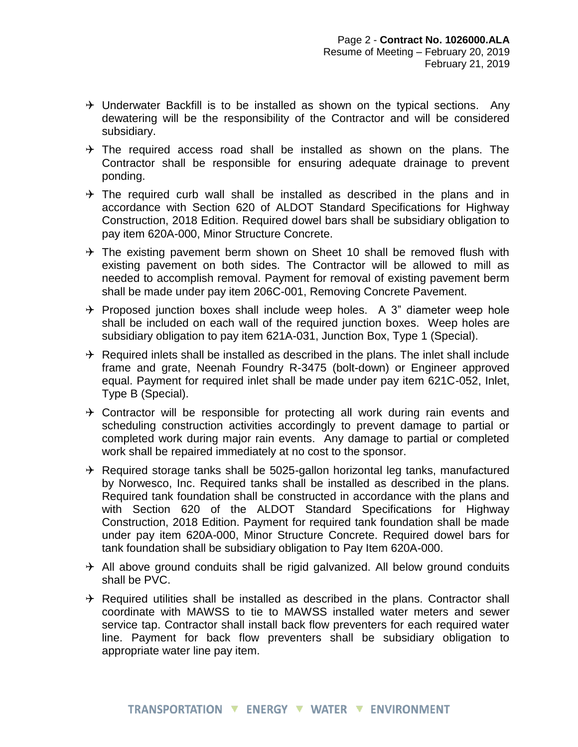- Underwater Backfill is to be installed as shown on the typical sections. Any dewatering will be the responsibility of the Contractor and will be considered subsidiary.
- The required access road shall be installed as shown on the plans. The Contractor shall be responsible for ensuring adequate drainage to prevent ponding.
- The required curb wall shall be installed as described in the plans and in accordance with Section 620 of ALDOT Standard Specifications for Highway Construction, 2018 Edition. Required dowel bars shall be subsidiary obligation to pay item 620A-000, Minor Structure Concrete.
- The existing pavement berm shown on Sheet 10 shall be removed flush with existing pavement on both sides. The Contractor will be allowed to mill as needed to accomplish removal. Payment for removal of existing pavement berm shall be made under pay item 206C-001, Removing Concrete Pavement.
- Proposed junction boxes shall include weep holes. A 3" diameter weep hole shall be included on each wall of the required junction boxes. Weep holes are subsidiary obligation to pay item 621A-031, Junction Box, Type 1 (Special).
- Required inlets shall be installed as described in the plans. The inlet shall include frame and grate, Neenah Foundry R-3475 (bolt-down) or Engineer approved equal. Payment for required inlet shall be made under pay item 621C-052, Inlet, Type B (Special).
- Contractor will be responsible for protecting all work during rain events and scheduling construction activities accordingly to prevent damage to partial or completed work during major rain events. Any damage to partial or completed work shall be repaired immediately at no cost to the sponsor.
- Required storage tanks shall be 5025-gallon horizontal leg tanks, manufactured by Norwesco, Inc. Required tanks shall be installed as described in the plans. Required tank foundation shall be constructed in accordance with the plans and with Section 620 of the ALDOT Standard Specifications for Highway Construction, 2018 Edition. Payment for required tank foundation shall be made under pay item 620A-000, Minor Structure Concrete. Required dowel bars for tank foundation shall be subsidiary obligation to Pay Item 620A-000.
- All above ground conduits shall be rigid galvanized. All below ground conduits shall be PVC.
- Required utilities shall be installed as described in the plans. Contractor shall coordinate with MAWSS to tie to MAWSS installed water meters and sewer service tap. Contractor shall install back flow preventers for each required water line. Payment for back flow preventers shall be subsidiary obligation to appropriate water line pay item.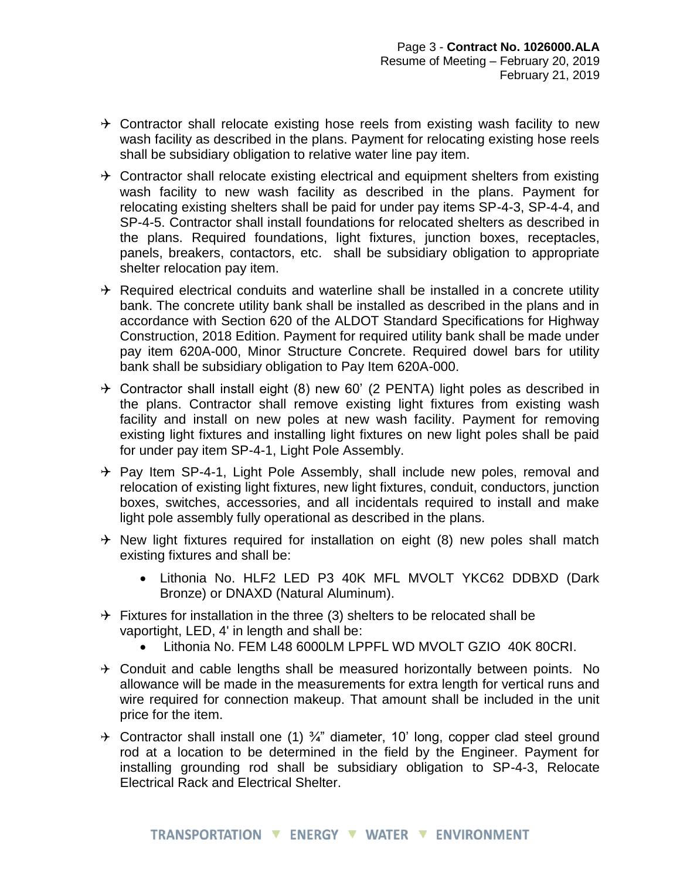- Contractor shall relocate existing hose reels from existing wash facility to new wash facility as described in the plans. Payment for relocating existing hose reels shall be subsidiary obligation to relative water line pay item.

- Contractor shall relocate existing electrical and equipment shelters from existing wash facility to new wash facility as described in the plans. Payment for relocating existing shelters shall be paid for under pay items SP-4-3, SP-4-4, and SP-4-5. Contractor shall install foundations for relocated shelters as described in the plans. Required foundations, light fixtures, junction boxes, receptacles, panels, breakers, contactors, etc. shall be subsidiary obligation to appropriate shelter relocation pay item.

- Required electrical conduits and waterline shall be installed in a concrete utility bank. The concrete utility bank shall be installed as described in the plans and in accordance with Section 620 of the ALDOT Standard Specifications for Highway Construction, 2018 Edition. Payment for required utility bank shall be made under pay item 620A-000, Minor Structure Concrete. Required dowel bars for utility bank shall be subsidiary obligation to Pay Item 620A-000.

- Contractor shall install eight (8) new 60' (2 PENTA) light poles as described in the plans. Contractor shall remove existing light fixtures from existing wash facility and install on new poles at new wash facility. Payment for removing existing light fixtures and installing light fixtures on new light poles shall be paid for under pay item SP-4-1, Light Pole Assembly.

- Pay Item SP-4-1, Light Pole Assembly, shall include new poles, removal and relocation of existing light fixtures, new light fixtures, conduit, conductors, junction boxes, switches, accessories, and all incidentals required to install and make light pole assembly fully operational as described in the plans.

- New light fixtures required for installation on eight (8) new poles shall match existing fixtures and shall be:
  - Lithonia No. HLF2 LED P3 40K MFL MVOLT YKC62 DDBXD (Dark Bronze) or DNAXD (Natural Aluminum).

- Fixtures for installation in the three (3) shelters to be relocated shall be vaportight, LED, 4' in length and shall be:
  - Lithonia No. FEM L48 6000LM LPPFL WD MVOLT GZIO 40K 80CRI.

- Conduit and cable lengths shall be measured horizontally between points. No allowance will be made in the measurements for extra length for vertical runs and wire required for connection makeup. That amount shall be included in the unit price for the item.

- Contractor shall install one (1) ¾" diameter, 10' long, copper clad steel ground rod at a location to be determined in the field by the Engineer. Payment for installing grounding rod shall be subsidiary obligation to SP-4-3, Relocate Electrical Rack and Electrical Shelter.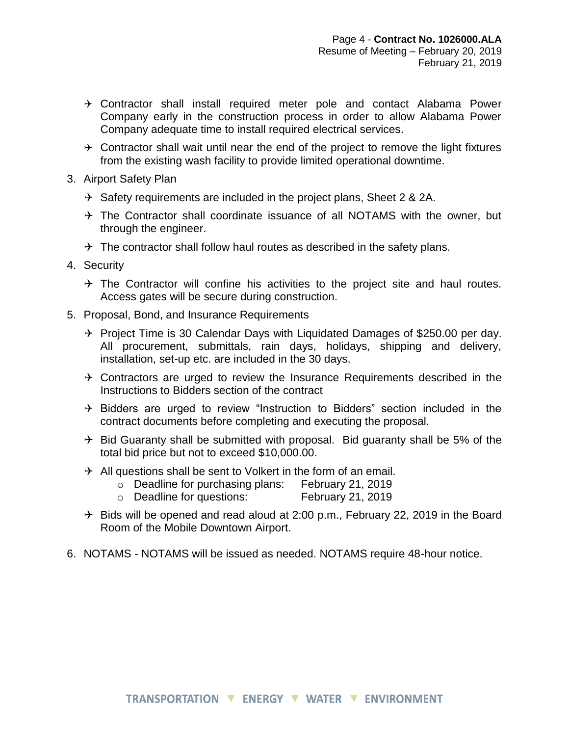- Contractor shall install required meter pole and contact Alabama Power Company early in the construction process in order to allow Alabama Power Company adequate time to install required electrical services.
- Contractor shall wait until near the end of the project to remove the light fixtures from the existing wash facility to provide limited operational downtime.

3. Airport Safety Plan
   - Safety requirements are included in the project plans, Sheet 2 & 2A.
   - The Contractor shall coordinate issuance of all NOTAMS with the owner, but through the engineer.
   - The contractor shall follow haul routes as described in the safety plans.
4. Security
   - The Contractor will confine his activities to the project site and haul routes. Access gates will be secure during construction.
5. Proposal, Bond, and Insurance Requirements
   - Project Time is 30 Calendar Days with Liquidated Damages of $250.00 per day. All procurement, submittals, rain days, holidays, shipping and delivery, installation, set-up etc. are included in the 30 days.
   - Contractors are urged to review the Insurance Requirements described in the Instructions to Bidders section of the contract
   - Bidders are urged to review "Instruction to Bidders" section included in the contract documents before completing and executing the proposal.
   - Bid Guaranty shall be submitted with proposal. Bid guaranty shall be 5% of the total bid price but not to exceed $10,000.00.
   - All questions shall be sent to Volkert in the form of an email.
     - Deadline for purchasing plans: February 21, 2019
     - Deadline for questions: February 21, 2019
   - Bids will be opened and read aloud at 2:00 p.m., February 22, 2019 in the Board Room of the Mobile Downtown Airport.
6. NOTAMS - NOTAMS will be issued as needed. NOTAMS require 48-hour notice.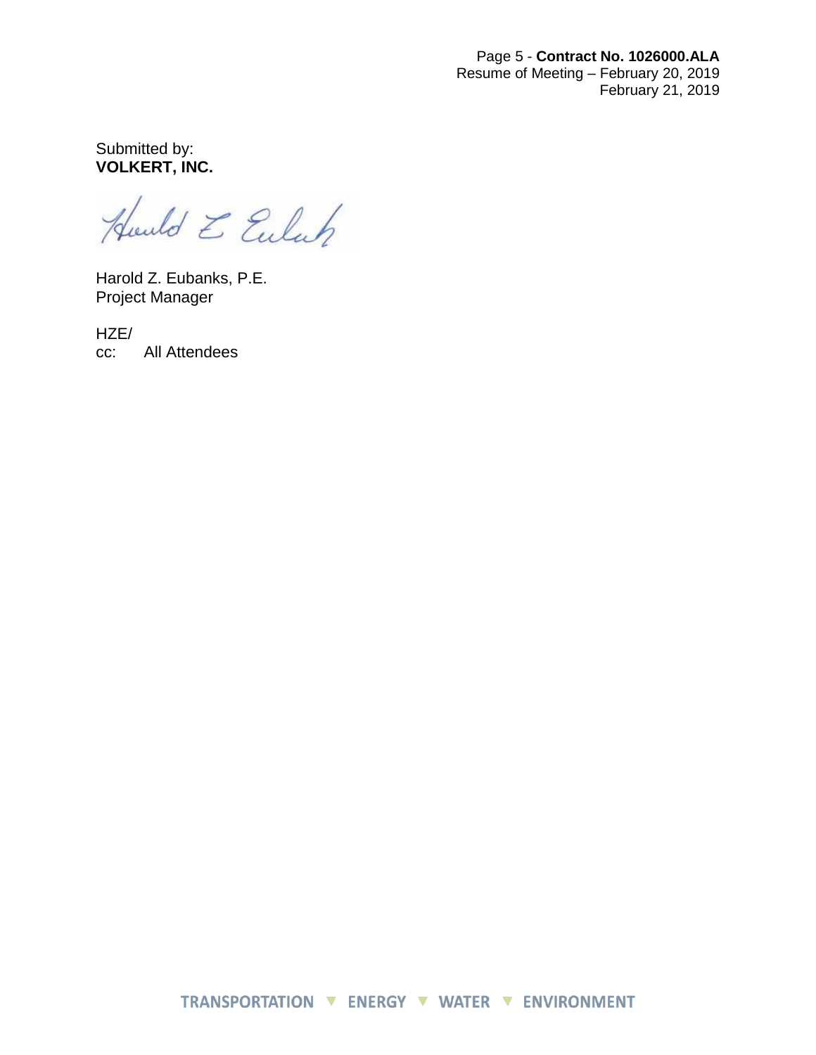Submitted by:
**VOLKERT, INC.**

Harold Z. Eubanks, P.E.
Project Manager

HZE/
cc: All Attendees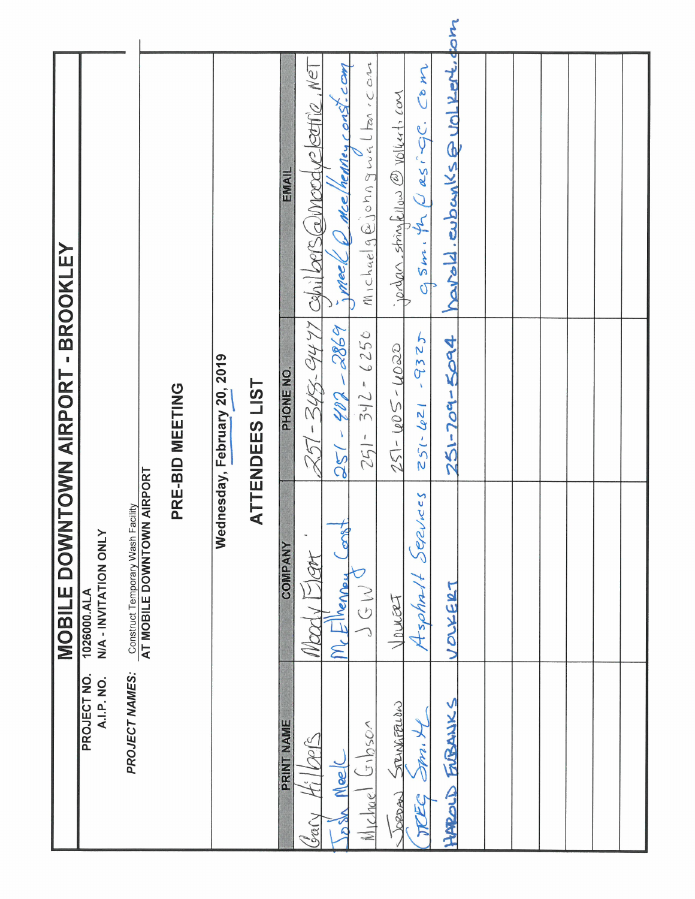# MOBILE DOWNTOWN AIRPORT - BROOKLEY

**PROJECT NO.** 1026000.ALA
**A.I.P. NO.** N/A - INVITATION ONLY

***PROJECT NAMES:*** Construct Temporary Wash Facility
**AT MOBILE DOWNTOWN AIRPORT**

## PRE-BID MEETING

**Wednesday, February 20, 2019**

## ATTENDEES LIST

| PRINT NAME | COMPANY | PHONE NO. | EMAIL |
|---|---|---|---|
| Gary Hilbers | Moody Elect. | 251-345-9447 | ghilbers@moodyelectric.NET |
| Josh Meek | McElhenney Const. | 251-402-2869 | jmeek@mcelhenneyconst.com |
| Michael Gibson | JGW | 251-342-6250 | michaelg@johngwalton.com |
| Jordan Stringfellow | Volkert | 251-605-6020 | jordan.stringfellow@volkert.com |
| Greg Smith | Asphalt Services | 251-621-9325 | gsmith@asi-gc.com |
| HAROLD EUBANKS | VOLKERT | 251-709-5094 | harold.eubanks@volkert.com |
| | | | |
| | | | |
| | | | |
| | | | |
| | | | |
| | | | |
| | | | |